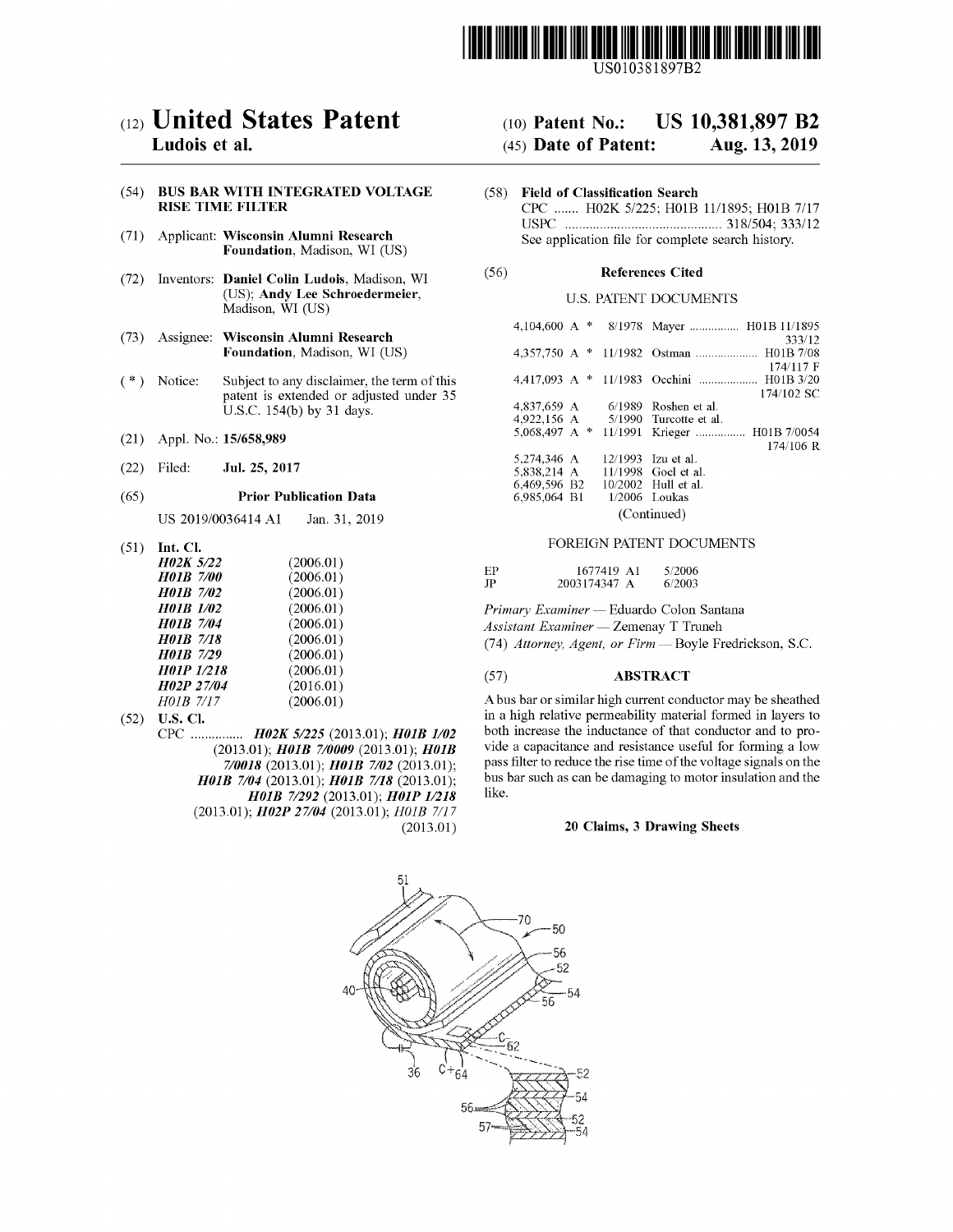US010381897B2

# (12) United States Patent
**Ludois et al.**

**(10) Patent No.: US 10,381,897 B2**

**(45) Date of Patent: Aug. 13, 2019**

**(54) BUS BAR WITH INTEGRATED VOLTAGE RISE TIME FILTER**

(71) Applicant: **Wisconsin Alumni Research Foundation**, Madison, WI (US)

(72) Inventors: **Daniel Colin Ludois**, Madison, WI (US); **Andy Lee Schroedermeier**, Madison, WI (US)

(73) Assignee: **Wisconsin Alumni Research Foundation**, Madison, WI (US)

( * ) Notice: Subject to any disclaimer, the term of this patent is extended or adjusted under 35 U.S.C. 154(b) by 31 days.

(21) Appl. No.: **15/658,989**

(22) Filed: **Jul. 25, 2017**

**(65) Prior Publication Data**

US 2019/0036414 A1 Jan. 31, 2019

**(51) Int. Cl.**

| | |
|---|---|
| *H02K 5/22* | (2006.01) |
| *H01B 7/00* | (2006.01) |
| *H01B 7/02* | (2006.01) |
| *H01B 1/02* | (2006.01) |
| *H01B 7/04* | (2006.01) |
| *H01B 7/18* | (2006.01) |
| *H01B 7/29* | (2006.01) |
| *H01P 1/218* | (2006.01) |
| *H02P 27/04* | (2016.01) |
| *H01B 7/17* | (2006.01) |

**(52) U.S. Cl.**

CPC ............... ***H02K 5/225*** (2013.01); ***H01B 1/02*** (2013.01); ***H01B 7/0009*** (2013.01); ***H01B 7/0018*** (2013.01); ***H01B 7/02*** (2013.01); ***H01B 7/04*** (2013.01); ***H01B 7/18*** (2013.01); ***H01B 7/292*** (2013.01); ***H01P 1/218*** (2013.01); ***H02P 27/04*** (2013.01); *H01B 7/17* (2013.01)

**(58) Field of Classification Search**

CPC ....... H02K 5/225; H01B 11/1895; H01B 7/17
USPC ............................................ 318/504; 333/12
See application file for complete search history.

**(56) References Cited**

U.S. PATENT DOCUMENTS

| | | | |
|---|---|---|---|
| 4,104,600 A * | 8/1978 | Mayer ................ | H01B 11/1895 333/12 |
| 4,357,750 A * | 11/1982 | Ostman .................... | H01B 7/08 174/117 F |
| 4,417,093 A * | 11/1983 | Occhini ................... | H01B 3/20 174/102 SC |
| 4,837,659 A | 6/1989 | Roshen et al. | |
| 4,922,156 A | 5/1990 | Turcotte et al. | |
| 5,068,497 A * | 11/1991 | Krieger ................ | H01B 7/0054 174/106 R |
| 5,274,346 A | 12/1993 | Izu et al. | |
| 5,838,214 A | 11/1998 | Goel et al. | |
| 6,469,596 B2 | 10/2002 | Hull et al. | |
| 6,985,064 B1 | 1/2006 | Loukas | |

(Continued)

FOREIGN PATENT DOCUMENTS

| | | |
|---|---|---|
| EP | 1677419 A1 | 5/2006 |
| JP | 2003174347 A | 6/2003 |

*Primary Examiner* — Eduardo Colon Santana
*Assistant Examiner* — Zemenay T Truneh
(74) *Attorney, Agent, or Firm* — Boyle Fredrickson, S.C.

**(57) ABSTRACT**

A bus bar or similar high current conductor may be sheathed in a high relative permeability material formed in layers to both increase the inductance of that conductor and to provide a capacitance and resistance useful for forming a low pass filter to reduce the rise time of the voltage signals on the bus bar such as can be damaging to motor insulation and the like.

**20 Claims, 3 Drawing Sheets**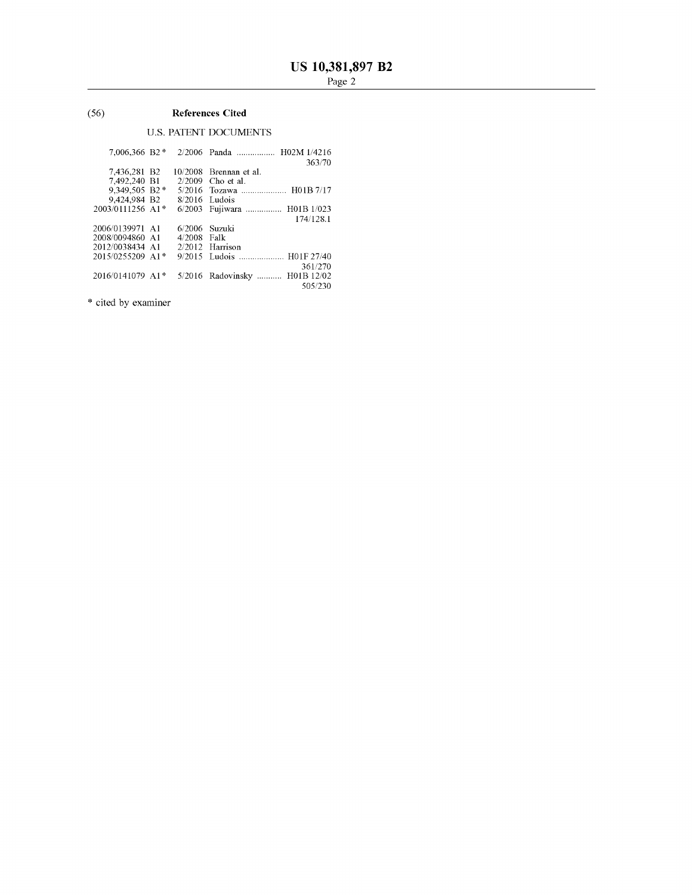(56) **References Cited**

U.S. PATENT DOCUMENTS

| | | | |
|---|---|---|---|
| 7,006,366 B2* | 2/2006 | Panda | H02M 1/4216 363/70 |
| 7,436,281 B2 | 10/2008 | Brennan et al. | |
| 7,492,240 B1 | 2/2009 | Cho et al. | |
| 9,349,505 B2* | 5/2016 | Tozawa | H01B 7/17 |
| 9,424,984 B2 | 8/2016 | Ludois | |
| 2003/0111256 A1* | 6/2003 | Fujiwara | H01B 1/023 174/128.1 |
| 2006/0139971 A1 | 6/2006 | Suzuki | |
| 2008/0094860 A1 | 4/2008 | Falk | |
| 2012/0038434 A1 | 2/2012 | Harrison | |
| 2015/0255209 A1* | 9/2015 | Ludois | H01F 27/40 361/270 |
| 2016/0141079 A1* | 5/2016 | Radovinsky | H01B 12/02 505/230 |

* cited by examiner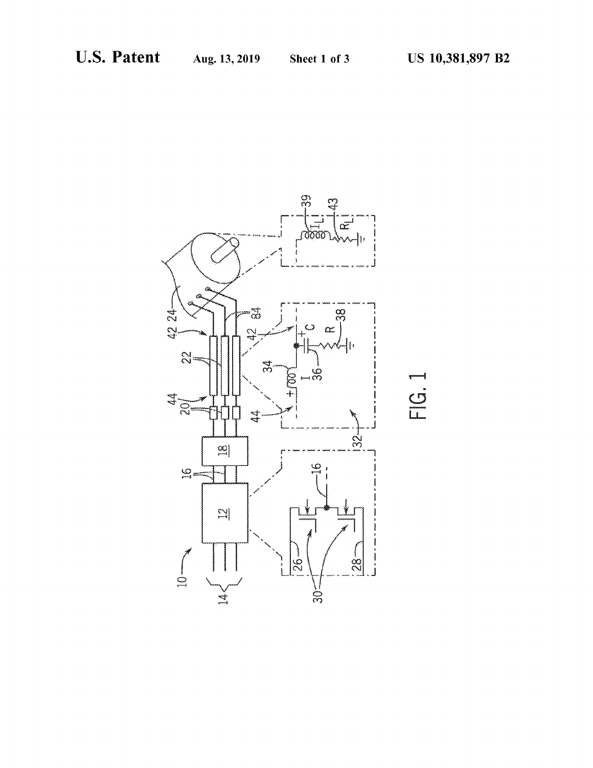FIG. 1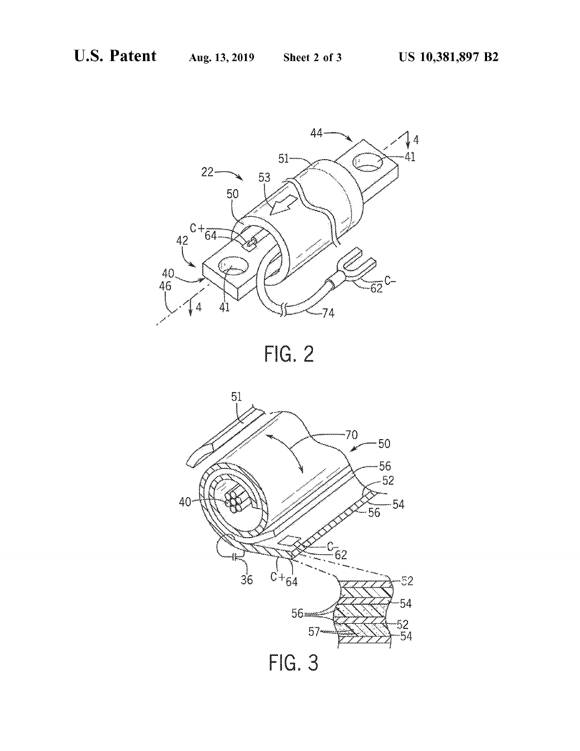FIG. 2

FIG. 3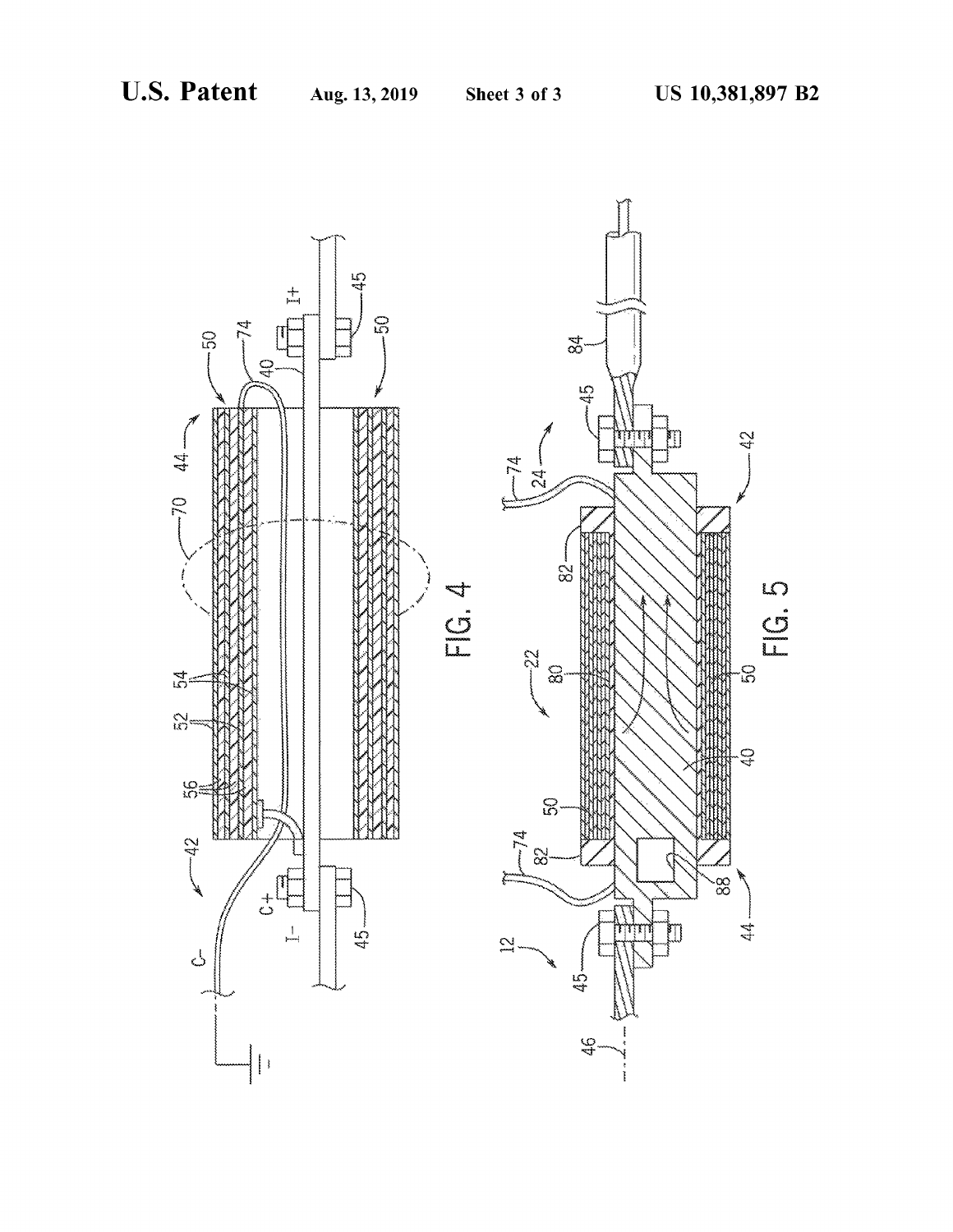FIG. 4

FIG. 5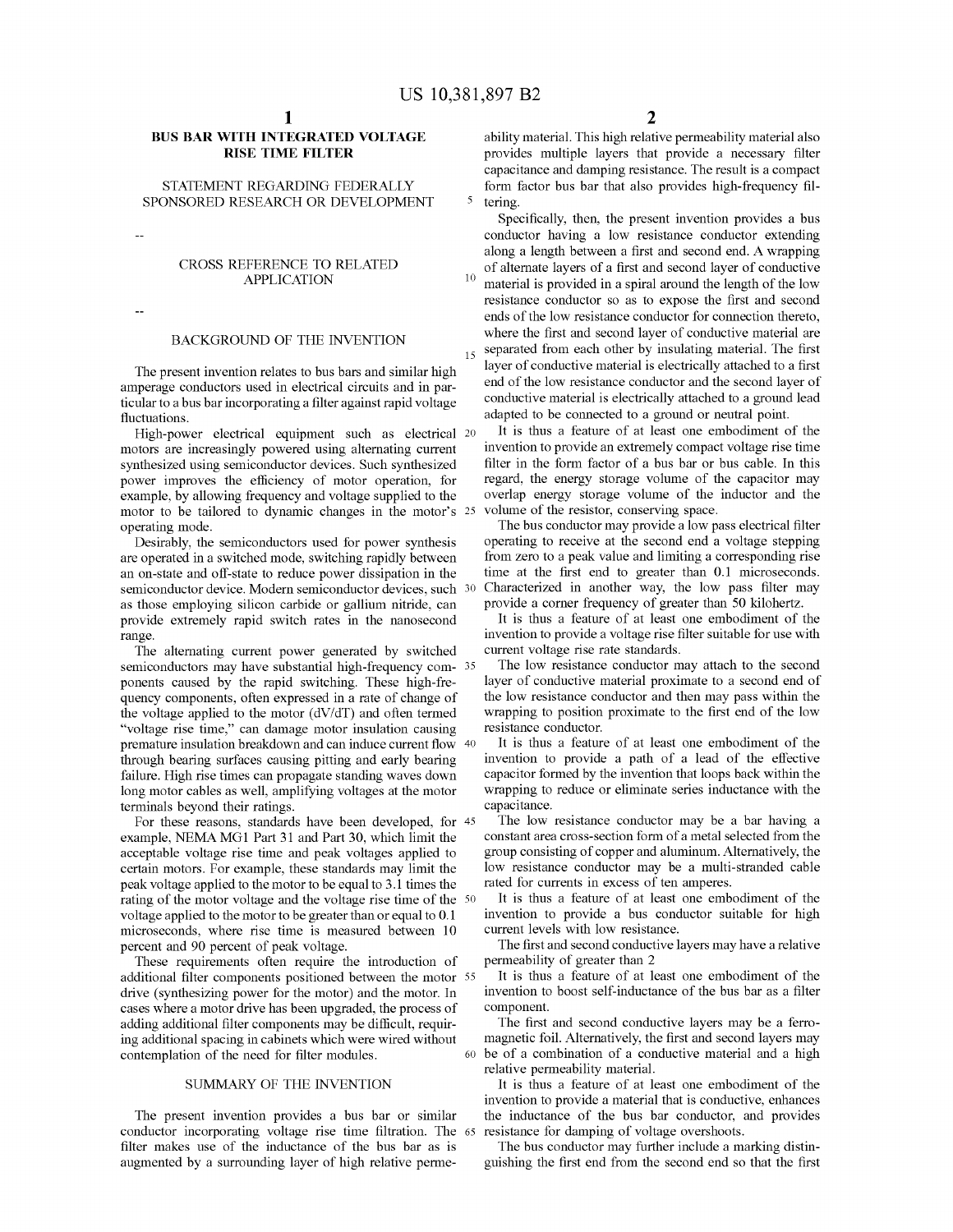# BUS BAR WITH INTEGRATED VOLTAGE RISE TIME FILTER

## STATEMENT REGARDING FEDERALLY SPONSORED RESEARCH OR DEVELOPMENT

--

## CROSS REFERENCE TO RELATED APPLICATION

--

## BACKGROUND OF THE INVENTION

The present invention relates to bus bars and similar high amperage conductors used in electrical circuits and in particular to a bus bar incorporating a filter against rapid voltage fluctuations.

High-power electrical equipment such as electrical motors are increasingly powered using alternating current synthesized using semiconductor devices. Such synthesized power improves the efficiency of motor operation, for example, by allowing frequency and voltage supplied to the motor to be tailored to dynamic changes in the motor's operating mode.

Desirably, the semiconductors used for power synthesis are operated in a switched mode, switching rapidly between an on-state and off-state to reduce power dissipation in the semiconductor device. Modern semiconductor devices, such as those employing silicon carbide or gallium nitride, can provide extremely rapid switch rates in the nanosecond range.

The alternating current power generated by switched semiconductors may have substantial high-frequency components caused by the rapid switching. These high-frequency components, often expressed in a rate of change of the voltage applied to the motor (dV/dT) and often termed "voltage rise time," can damage motor insulation causing premature insulation breakdown and can induce current flow through bearing surfaces causing pitting and early bearing failure. High rise times can propagate standing waves down long motor cables as well, amplifying voltages at the motor terminals beyond their ratings.

For these reasons, standards have been developed, for example, NEMA MG1 Part 31 and Part 30, which limit the acceptable voltage rise time and peak voltages applied to certain motors. For example, these standards may limit the peak voltage applied to the motor to be equal to 3.1 times the rating of the motor voltage and the voltage rise time of the voltage applied to the motor to be greater than or equal to 0.1 microseconds, where rise time is measured between 10 percent and 90 percent of peak voltage.

These requirements often require the introduction of additional filter components positioned between the motor drive (synthesizing power for the motor) and the motor. In cases where a motor drive has been upgraded, the process of adding additional filter components may be difficult, requiring additional spacing in cabinets which were wired without contemplation of the need for filter modules.

## SUMMARY OF THE INVENTION

The present invention provides a bus bar or similar conductor incorporating voltage rise time filtration. The filter makes use of the inductance of the bus bar as is augmented by a surrounding layer of high relative permeability material. This high relative permeability material also provides multiple layers that provide a necessary filter capacitance and damping resistance. The result is a compact form factor bus bar that also provides high-frequency filtering.

Specifically, then, the present invention provides a bus conductor having a low resistance conductor extending along a length between a first and second end. A wrapping of alternate layers of a first and second layer of conductive material is provided in a spiral around the length of the low resistance conductor so as to expose the first and second ends of the low resistance conductor for connection thereto, where the first and second layer of conductive material are separated from each other by insulating material. The first layer of conductive material is electrically attached to a first end of the low resistance conductor and the second layer of conductive material is electrically attached to a ground lead adapted to be connected to a ground or neutral point.

It is thus a feature of at least one embodiment of the invention to provide an extremely compact voltage rise time filter in the form factor of a bus bar or bus cable. In this regard, the energy storage volume of the capacitor may overlap energy storage volume of the inductor and the volume of the resistor, conserving space.

The bus conductor may provide a low pass electrical filter operating to receive at the second end a voltage stepping from zero to a peak value and limiting a corresponding rise time at the first end to greater than 0.1 microseconds. Characterized in another way, the low pass filter may provide a corner frequency of greater than 50 kilohertz.

It is thus a feature of at least one embodiment of the invention to provide a voltage rise filter suitable for use with current voltage rise rate standards.

The low resistance conductor may attach to the second layer of conductive material proximate to a second end of the low resistance conductor and then may pass within the wrapping to position proximate to the first end of the low resistance conductor.

It is thus a feature of at least one embodiment of the invention to provide a path of a lead of the effective capacitor formed by the invention that loops back within the wrapping to reduce or eliminate series inductance with the capacitance.

The low resistance conductor may be a bar having a constant area cross-section form of a metal selected from the group consisting of copper and aluminum. Alternatively, the low resistance conductor may be a multi-stranded cable rated for currents in excess of ten amperes.

It is thus a feature of at least one embodiment of the invention to provide a bus conductor suitable for high current levels with low resistance.

The first and second conductive layers may have a relative permeability of greater than 2

It is thus a feature of at least one embodiment of the invention to boost self-inductance of the bus bar as a filter component.

The first and second conductive layers may be a ferromagnetic foil. Alternatively, the first and second layers may be of a combination of a conductive material and a high relative permeability material.

It is thus a feature of at least one embodiment of the invention to provide a material that is conductive, enhances the inductance of the bus bar conductor, and provides resistance for damping of voltage overshoots.

The bus conductor may further include a marking distinguishing the first end from the second end so that the first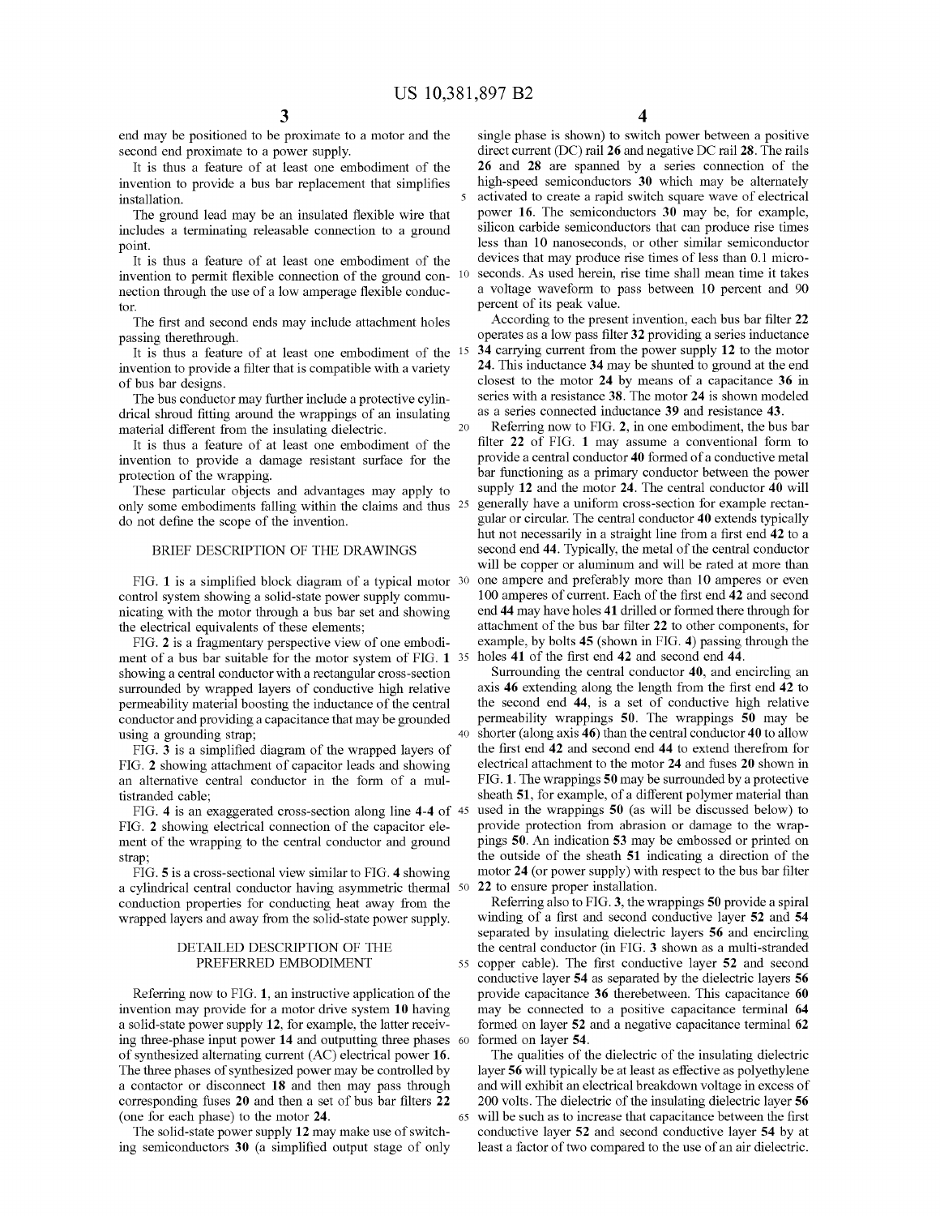end may be positioned to be proximate to a motor and the second end proximate to a power supply.

It is thus a feature of at least one embodiment of the invention to provide a bus bar replacement that simplifies installation.

The ground lead may be an insulated flexible wire that includes a terminating releasable connection to a ground point.

It is thus a feature of at least one embodiment of the invention to permit flexible connection of the ground connection through the use of a low amperage flexible conductor.

The first and second ends may include attachment holes passing therethrough.

It is thus a feature of at least one embodiment of the invention to provide a filter that is compatible with a variety of bus bar designs.

The bus conductor may further include a protective cylindrical shroud fitting around the wrappings of an insulating material different from the insulating dielectric.

It is thus a feature of at least one embodiment of the invention to provide a damage resistant surface for the protection of the wrapping.

These particular objects and advantages may apply to only some embodiments falling within the claims and thus do not define the scope of the invention.

## BRIEF DESCRIPTION OF THE DRAWINGS

FIG. **1** is a simplified block diagram of a typical motor control system showing a solid-state power supply communicating with the motor through a bus bar set and showing the electrical equivalents of these elements;

FIG. **2** is a fragmentary perspective view of one embodiment of a bus bar suitable for the motor system of FIG. **1** showing a central conductor with a rectangular cross-section surrounded by wrapped layers of conductive high relative permeability material boosting the inductance of the central conductor and providing a capacitance that may be grounded using a grounding strap;

FIG. **3** is a simplified diagram of the wrapped layers of FIG. **2** showing attachment of capacitor leads and showing an alternative central conductor in the form of a multistranded cable;

FIG. **4** is an exaggerated cross-section along line **4-4** of FIG. **2** showing electrical connection of the capacitor element of the wrapping to the central conductor and ground strap;

FIG. **5** is a cross-sectional view similar to FIG. **4** showing a cylindrical central conductor having asymmetric thermal conduction properties for conducting heat away from the wrapped layers and away from the solid-state power supply.

## DETAILED DESCRIPTION OF THE PREFERRED EMBODIMENT

Referring now to FIG. **1**, an instructive application of the invention may provide for a motor drive system **10** having a solid-state power supply **12**, for example, the latter receiving three-phase input power **14** and outputting three phases of synthesized alternating current (AC) electrical power **16**. The three phases of synthesized power may be controlled by a contactor or disconnect **18** and then may pass through corresponding fuses **20** and then a set of bus bar filters **22** (one for each phase) to the motor **24**.

The solid-state power supply **12** may make use of switching semiconductors **30** (a simplified output stage of only single phase is shown) to switch power between a positive direct current (DC) rail **26** and negative DC rail **28**. The rails **26** and **28** are spanned by a series connection of the high-speed semiconductors **30** which may be alternately activated to create a rapid switch square wave of electrical power **16**. The semiconductors **30** may be, for example, silicon carbide semiconductors that can produce rise times less than 10 nanoseconds, or other similar semiconductor devices that may produce rise times of less than 0.1 microseconds. As used herein, rise time shall mean time it takes a voltage waveform to pass between 10 percent and 90 percent of its peak value.

According to the present invention, each bus bar filter **22** operates as a low pass filter **32** providing a series inductance **34** carrying current from the power supply **12** to the motor **24**. This inductance **34** may be shunted to ground at the end closest to the motor **24** by means of a capacitance **36** in series with a resistance **38**. The motor **24** is shown modeled as a series connected inductance **39** and resistance **43**.

Referring now to FIG. **2**, in one embodiment, the bus bar filter **22** of FIG. **1** may assume a conventional form to provide a central conductor **40** formed of a conductive metal bar functioning as a primary conductor between the power supply **12** and the motor **24**. The central conductor **40** will generally have a uniform cross-section for example rectangular or circular. The central conductor **40** extends typically hut not necessarily in a straight line from a first end **42** to a second end **44**. Typically, the metal of the central conductor will be copper or aluminum and will be rated at more than one ampere and preferably more than 10 amperes or even 100 amperes of current. Each of the first end **42** and second end **44** may have holes **41** drilled or formed there through for attachment of the bus bar filter **22** to other components, for example, by bolts **45** (shown in FIG. **4**) passing through the holes **41** of the first end **42** and second end **44**.

Surrounding the central conductor **40**, and encircling an axis **46** extending along the length from the first end **42** to the second end **44**, is a set of conductive high relative permeability wrappings **50**. The wrappings **50** may be shorter (along axis **46**) than the central conductor **40** to allow the first end **42** and second end **44** to extend therefrom for electrical attachment to the motor **24** and fuses **20** shown in FIG. **1**. The wrappings **50** may be surrounded by a protective sheath **51**, for example, of a different polymer material than used in the wrappings **50** (as will be discussed below) to provide protection from abrasion or damage to the wrappings **50**. An indication **53** may be embossed or printed on the outside of the sheath **51** indicating a direction of the motor **24** (or power supply) with respect to the bus bar filter **22** to ensure proper installation.

Referring also to FIG. **3**, the wrappings **50** provide a spiral winding of a first and second conductive layer **52** and **54** separated by insulating dielectric layers **56** and encircling the central conductor (in FIG. **3** shown as a multi-stranded copper cable). The first conductive layer **52** and second conductive layer **54** as separated by the dielectric layers **56** provide capacitance **36** therebetween. This capacitance **60** may be connected to a positive capacitance terminal **64** formed on layer **52** and a negative capacitance terminal **62** formed on layer **54**.

The qualities of the dielectric of the insulating dielectric layer **56** will typically be at least as effective as polyethylene and will exhibit an electrical breakdown voltage in excess of 200 volts. The dielectric of the insulating dielectric layer **56** will be such as to increase that capacitance between the first conductive layer **52** and second conductive layer **54** by at least a factor of two compared to the use of an air dielectric.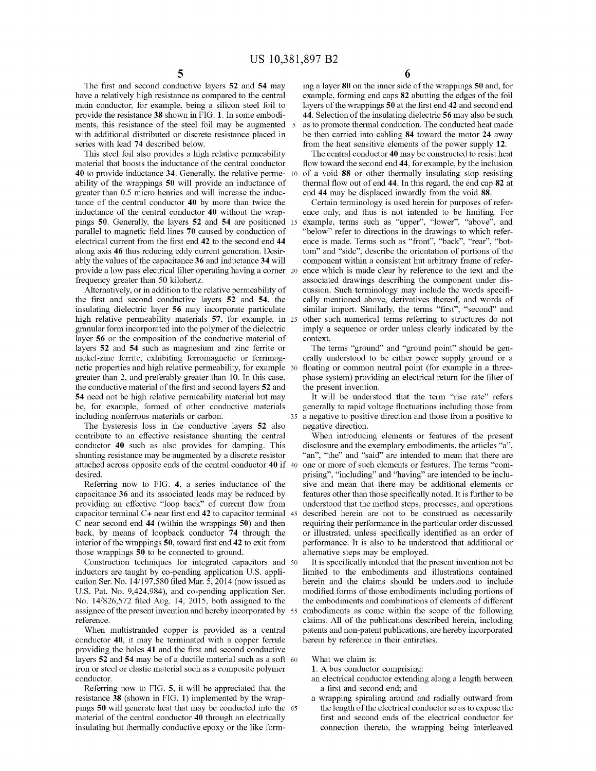The first and second conductive layers **52** and **54** may have a relatively high resistance as compared to the central main conductor, for example, being a silicon steel foil to provide the resistance **38** shown in FIG. **1**. In some embodiments, this resistance of the steel foil may be augmented with additional distributed or discrete resistance placed in series with lead **74** described below.

This steel foil also provides a high relative permeability material that boosts the inductance of the central conductor **40** to provide inductance **34**. Generally, the relative permeability of the wrappings **50** will provide an inductance of greater than 0.5 micro henries and will increase the inductance of the central conductor **40** by more than twice the inductance of the central conductor **40** without the wrappings **50**. Generally, the layers **52** and **54** are positioned parallel to magnetic field lines **70** caused by conduction of electrical current from the first end **42** to the second end **44** along axis **46** thus reducing eddy current generation. Desirably the values of the capacitance **36** and inductance **34** will provide a low pass electrical filter operating having a corner frequency greater than 50 kilohertz.

Alternatively, or in addition to the relative permeability of the first and second conductive layers **52** and **54**, the insulating dielectric layer **56** may incorporate particulate high relative permeability materials **57**, for example, in granular form incorporated into the polymer of the dielectric layer **56** or the composition of the conductive material of layers **52** and **54** such as magnesium and zinc ferrite or nickel-zinc ferrite, exhibiting ferromagnetic or ferrimagnetic properties and high relative permeability, for example greater than 2, and preferably greater than 10. In this case, the conductive material of the first and second layers **52** and **54** need not be high relative permeability material but may be, for example, formed of other conductive materials including nonferrous materials or carbon.

The hysteresis loss in the conductive layers **52** also contribute to an effective resistance shunting the central conductor **40** such as also provides for damping. This shunting resistance may be augmented by a discrete resistor attached across opposite ends of the central conductor **40** if desired.

Referring now to FIG. **4**, a series inductance of the capacitance **36** and its associated leads may be reduced by providing an effective "loop back" of current flow from capacitor terminal C+ near first end **42** to capacitor terminal C near second end **44** (within the wrappings **50**) and then back, by means of loopback conductor **74** through the interior of the wrappings **50**, toward first end **42** to exit from those wrappings **50** to be connected to ground.

Construction techniques for integrated capacitors and inductors are taught by co-pending application U.S. application Ser. No. 14/197,580 filed Mar. 5, 2014 (now issued as U.S. Pat. No. 9,424,984), and co-pending application Ser. No. 14/826,572 filed Aug. 14, 2015, both assigned to the assignee of the present invention and hereby incorporated by reference.

When multistranded copper is provided as a central conductor **40**, it may be terminated with a copper ferrule providing the holes **41** and the first and second conductive layers **52** and **54** may be of a ductile material such as a soft iron or steel or elastic material such as a composite polymer conductor.

Referring now to FIG. **5**, it will be appreciated that the resistance **38** (shown in FIG. **1**) implemented by the wrappings **50** will generate heat that may be conducted into the material of the central conductor **40** through an electrically insulating but thermally conductive epoxy or the like forming a layer **80** on the inner side of the wrappings **50** and, for example, forming end caps **82** abutting the edges of the foil layers of the wrappings **50** at the first end **42** and second end **44**. Selection of the insulating dielectric **56** may also be such as to promote thermal conduction. The conducted heat made be then carried into cabling **84** toward the motor **24** away from the heat sensitive elements of the power supply **12**.

The central conductor **40** may be constructed to resist heat flow toward the second end **44**, for example, by the inclusion of a void **88** or other thermally insulating stop resisting thermal flow out of end **44**. In this regard, the end cap **82** at end **44** may be displaced inwardly from the void **88**.

Certain terminology is used herein for purposes of reference only, and thus is not intended to be limiting. For example, terms such as "upper", "lower", "above", and "below" refer to directions in the drawings to which reference is made. Terms such as "front", "back", "rear", "bottom" and "side", describe the orientation of portions of the component within a consistent but arbitrary frame of reference which is made clear by reference to the text and the associated drawings describing the component under discussion. Such terminology may include the words specifically mentioned above, derivatives thereof, and words of similar import. Similarly, the terms "first", "second" and other such numerical terms referring to structures do not imply a sequence or order unless clearly indicated by the context.

The terms "ground" and "ground point" should be generally understood to be either power supply ground or a floating or common neutral point (for example in a three-phase system) providing an electrical return for the filter of the present invention.

It will be understood that the term "rise rate" refers generally to rapid voltage fluctuations including those from a negative to positive direction and those from a positive to negative direction.

When introducing elements or features of the present disclosure and the exemplary embodiments, the articles "a", "an", "the" and "said" are intended to mean that there are one or more of such elements or features. The terms "comprising", "including" and "having" are intended to be inclusive and mean that there may be additional elements or features other than those specifically noted. It is further to be understood that the method steps, processes, and operations described herein are not to be construed as necessarily requiring their performance in the particular order discussed or illustrated, unless specifically identified as an order of performance. It is also to be understood that additional or alternative steps may be employed.

It is specifically intended that the present invention not be limited to the embodiments and illustrations contained herein and the claims should be understood to include modified forms of those embodiments including portions of the embodiments and combinations of elements of different embodiments as come within the scope of the following claims. All of the publications described herein, including patents and non-patent publications, are hereby incorporated herein by reference in their entireties.

What we claim is:

**1**. A bus conductor comprising:

an electrical conductor extending along a length between a first and second end; and

a wrapping spiraling around and radially outward from the length of the electrical conductor so as to expose the first and second ends of the electrical conductor for connection thereto, the wrapping being interleaved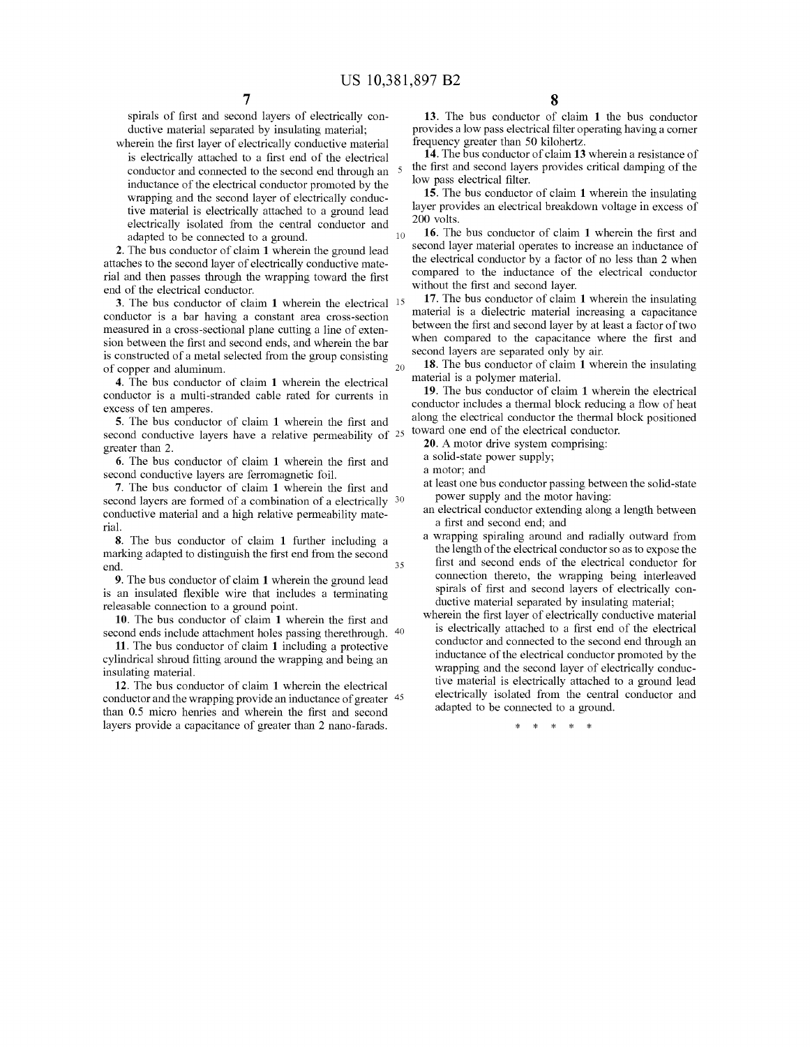spirals of first and second layers of electrically conductive material separated by insulating material;

wherein the first layer of electrically conductive material is electrically attached to a first end of the electrical conductor and connected to the second end through an inductance of the electrical conductor promoted by the wrapping and the second layer of electrically conductive material is electrically attached to a ground lead electrically isolated from the central conductor and adapted to be connected to a ground.

**2**. The bus conductor of claim **1** wherein the ground lead attaches to the second layer of electrically conductive material and then passes through the wrapping toward the first end of the electrical conductor.

**3**. The bus conductor of claim **1** wherein the electrical conductor is a bar having a constant area cross-section measured in a cross-sectional plane cutting a line of extension between the first and second ends, and wherein the bar is constructed of a metal selected from the group consisting of copper and aluminum.

**4**. The bus conductor of claim **1** wherein the electrical conductor is a multi-stranded cable rated for currents in excess of ten amperes.

**5**. The bus conductor of claim **1** wherein the first and second conductive layers have a relative permeability of greater than 2.

**6**. The bus conductor of claim **1** wherein the first and second conductive layers are ferromagnetic foil.

**7**. The bus conductor of claim **1** wherein the first and second layers are formed of a combination of a electrically conductive material and a high relative permeability material.

**8**. The bus conductor of claim **1** further including a marking adapted to distinguish the first end from the second end.

**9**. The bus conductor of claim **1** wherein the ground lead is an insulated flexible wire that includes a terminating releasable connection to a ground point.

**10**. The bus conductor of claim **1** wherein the first and second ends include attachment holes passing therethrough.

**11**. The bus conductor of claim **1** including a protective cylindrical shroud fitting around the wrapping and being an insulating material.

**12**. The bus conductor of claim **1** wherein the electrical conductor and the wrapping provide an inductance of greater than 0.5 micro henries and wherein the first and second layers provide a capacitance of greater than 2 nano-farads.

**13**. The bus conductor of claim **1** the bus conductor provides a low pass electrical filter operating having a corner frequency greater than 50 kilohertz.

**14**. The bus conductor of claim **13** wherein a resistance of the first and second layers provides critical damping of the low pass electrical filter.

**15**. The bus conductor of claim **1** wherein the insulating layer provides an electrical breakdown voltage in excess of 200 volts.

**16**. The bus conductor of claim **1** wherein the first and second layer material operates to increase an inductance of the electrical conductor by a factor of no less than 2 when compared to the inductance of the electrical conductor without the first and second layer.

**17**. The bus conductor of claim **1** wherein the insulating material is a dielectric material increasing a capacitance between the first and second layer by at least a factor of two when compared to the capacitance where the first and second layers are separated only by air.

**18**. The bus conductor of claim **1** wherein the insulating material is a polymer material.

**19**. The bus conductor of claim **1** wherein the electrical conductor includes a thermal block reducing a flow of heat along the electrical conductor the thermal block positioned toward one end of the electrical conductor.

**20**. A motor drive system comprising:

a solid-state power supply;

a motor; and

at least one bus conductor passing between the solid-state power supply and the motor having:

an electrical conductor extending along a length between a first and second end; and

a wrapping spiraling around and radially outward from the length of the electrical conductor so as to expose the first and second ends of the electrical conductor for connection thereto, the wrapping being interleaved spirals of first and second layers of electrically conductive material separated by insulating material;

wherein the first layer of electrically conductive material is electrically attached to a first end of the electrical conductor and connected to the second end through an inductance of the electrical conductor promoted by the wrapping and the second layer of electrically conductive material is electrically attached to a ground lead electrically isolated from the central conductor and adapted to be connected to a ground.

* * * * *